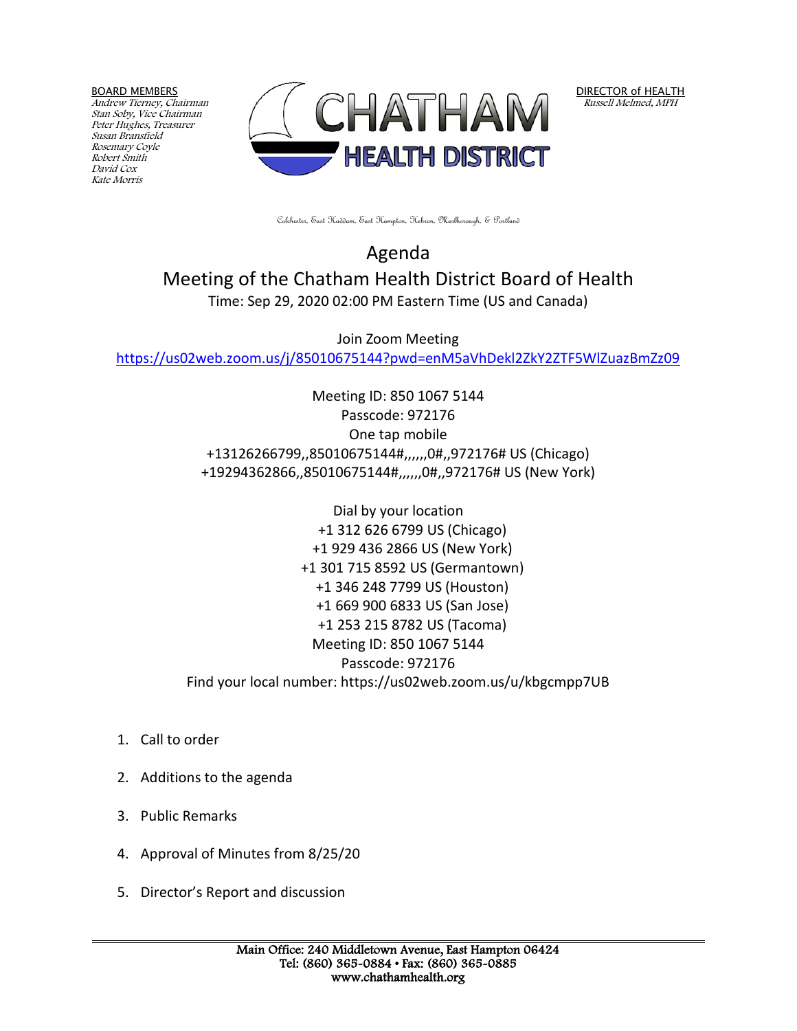BOARD MEMBERS
*Andrew Tierney, Chairman*
*Stan Soby, Vice Chairman*
*Peter Hughes, Treasurer*
*Susan Bransfield*
*Rosemary Coyle*
*Robert Smith*
*David Cox*
*Kate Morris*

**CHATHAM**
**HEALTH DISTRICT**

DIRECTOR of HEALTH
*Russell Melmed, MPH*

Colchester, East Haddam, East Hampton, Hebron, Marlborough, & Portland

# Agenda

## Meeting of the Chatham Health District Board of Health

Time: Sep 29, 2020 02:00 PM Eastern Time (US and Canada)

Join Zoom Meeting
https://us02web.zoom.us/j/85010675144?pwd=enM5aVhDekl2ZkY2ZTF5WlZuazBmZz09

Meeting ID: 850 1067 5144
Passcode: 972176
One tap mobile
+13126266799,,85010675144#,,,,,,0#,,972176# US (Chicago)
+19294362866,,85010675144#,,,,,,0#,,972176# US (New York)

Dial by your location
+1 312 626 6799 US (Chicago)
+1 929 436 2866 US (New York)
+1 301 715 8592 US (Germantown)
+1 346 248 7799 US (Houston)
+1 669 900 6833 US (San Jose)
+1 253 215 8782 US (Tacoma)
Meeting ID: 850 1067 5144
Passcode: 972176
Find your local number: https://us02web.zoom.us/u/kbgcmpp7UB

1. Call to order
2. Additions to the agenda
3. Public Remarks
4. Approval of Minutes from 8/25/20
5. Director's Report and discussion

Main Office: 240 Middletown Avenue, East Hampton 06424
Tel: (860) 365-0884 • Fax: (860) 365-0885
www.chathamhealth.org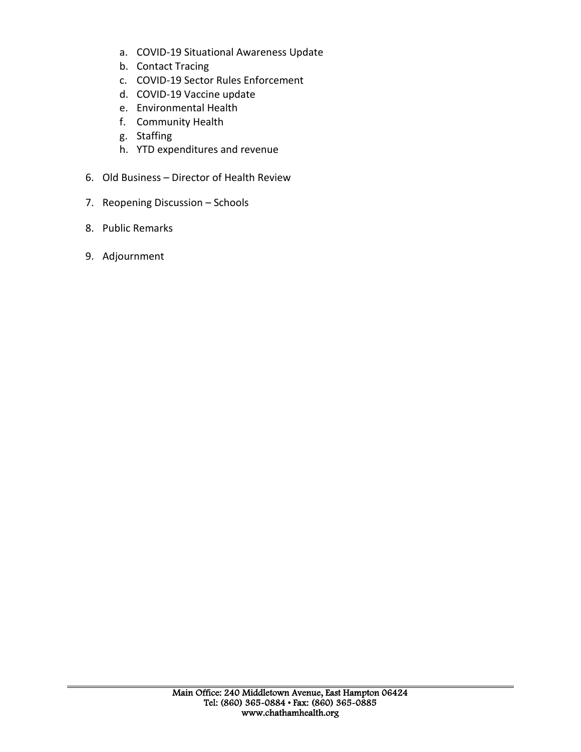a. COVID-19 Situational Awareness Update
   b. Contact Tracing
   c. COVID-19 Sector Rules Enforcement
   d. COVID-19 Vaccine update
   e. Environmental Health
   f. Community Health
   g. Staffing
   h. YTD expenditures and revenue

6. Old Business – Director of Health Review

7. Reopening Discussion – Schools

8. Public Remarks

9. Adjournment

Main Office: 240 Middletown Avenue, East Hampton 06424
Tel: (860) 365-0884 • Fax: (860) 365-0885
www.chathamhealth.org